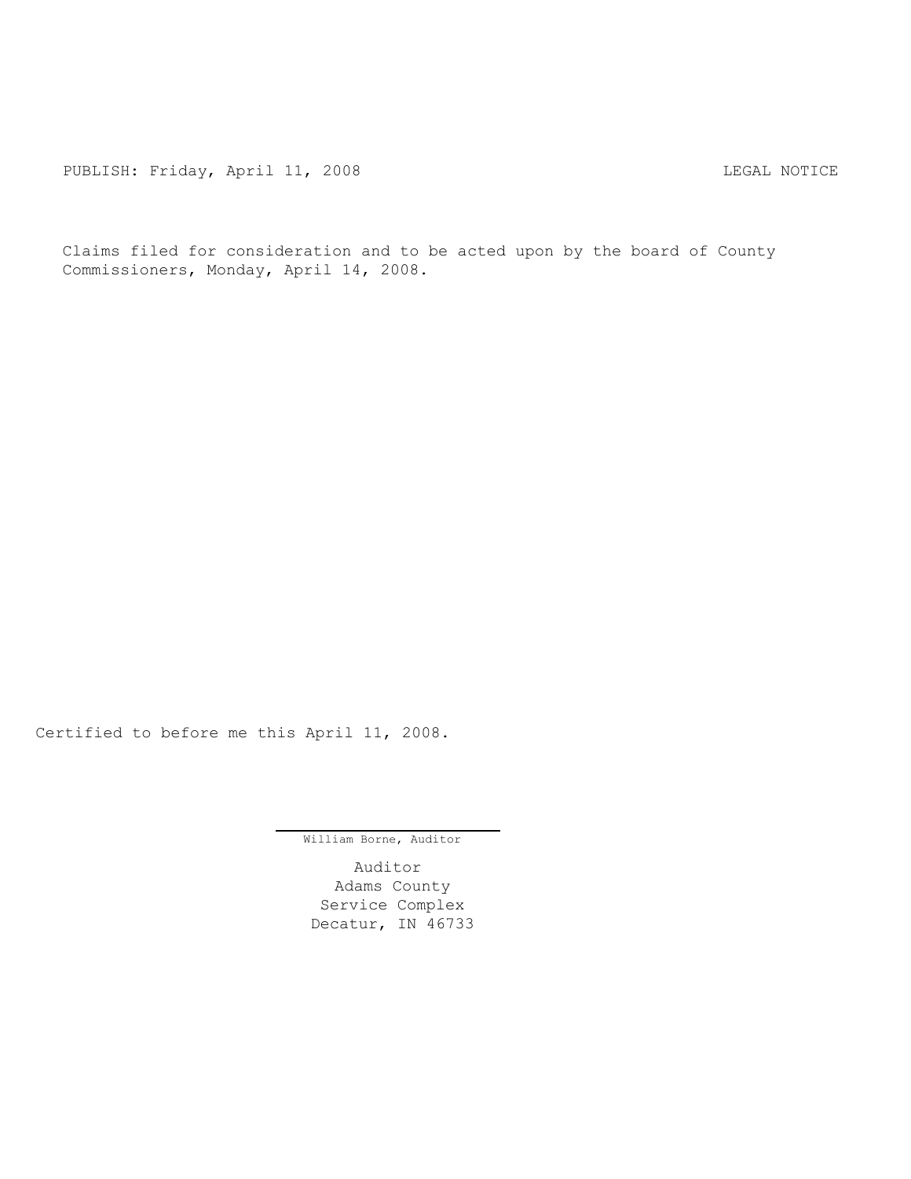PUBLISH: Friday, April 11, 2008 LEGAL NOTICE

Claims filed for consideration and to be acted upon by the board of County Commissioners, Monday, April 14, 2008.

Certified to before me this April 11, 2008.

William Borne, Auditor

Auditor
Adams County
Service Complex
Decatur, IN 46733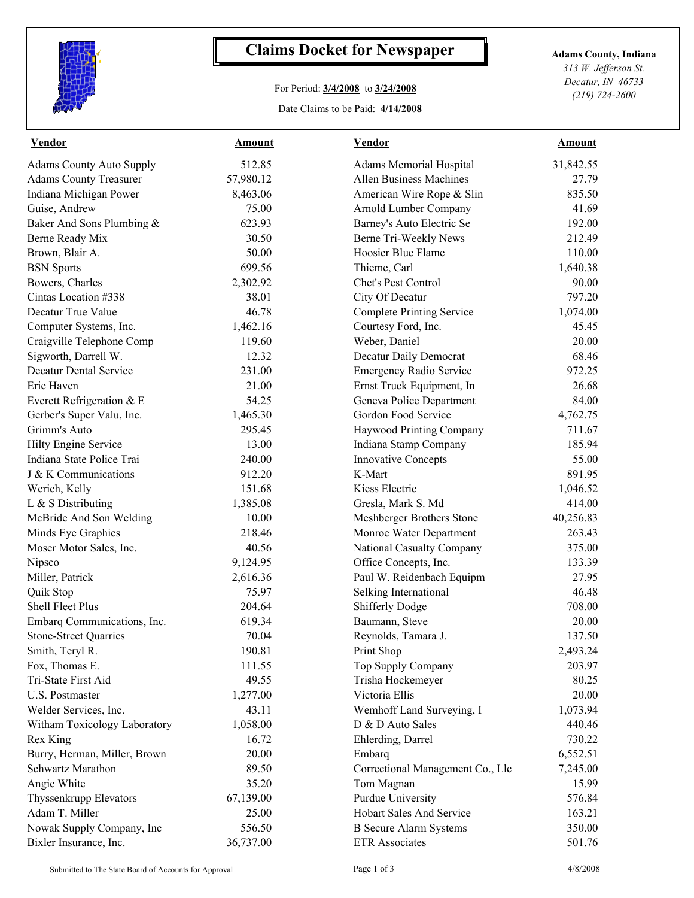# Claims Docket for Newspaper

For Period: **3/4/2008** to **3/24/2008**

Date Claims to be Paid: **4/14/2008**

**Adams County, Indiana**
*313 W. Jefferson St.*
*Decatur, IN 46733*
*(219) 724-2600*

| Vendor | Amount | Vendor | Amount |
|---|---|---|---|
| Adams County Auto Supply | 512.85 | Adams Memorial Hospital | 31,842.55 |
| Adams County Treasurer | 57,980.12 | Allen Business Machines | 27.79 |
| Indiana Michigan Power | 8,463.06 | American Wire Rope & Slin | 835.50 |
| Guise, Andrew | 75.00 | Arnold Lumber Company | 41.69 |
| Baker And Sons Plumbing & | 623.93 | Barney's Auto Electric Se | 192.00 |
| Berne Ready Mix | 30.50 | Berne Tri-Weekly News | 212.49 |
| Brown, Blair A. | 50.00 | Hoosier Blue Flame | 110.00 |
| BSN Sports | 699.56 | Thieme, Carl | 1,640.38 |
| Bowers, Charles | 2,302.92 | Chet's Pest Control | 90.00 |
| Cintas Location #338 | 38.01 | City Of Decatur | 797.20 |
| Decatur True Value | 46.78 | Complete Printing Service | 1,074.00 |
| Computer Systems, Inc. | 1,462.16 | Courtesy Ford, Inc. | 45.45 |
| Craigville Telephone Comp | 119.60 | Weber, Daniel | 20.00 |
| Sigworth, Darrell W. | 12.32 | Decatur Daily Democrat | 68.46 |
| Decatur Dental Service | 231.00 | Emergency Radio Service | 972.25 |
| Erie Haven | 21.00 | Ernst Truck Equipment, In | 26.68 |
| Everett Refrigeration & E | 54.25 | Geneva Police Department | 84.00 |
| Gerber's Super Valu, Inc. | 1,465.30 | Gordon Food Service | 4,762.75 |
| Grimm's Auto | 295.45 | Haywood Printing Company | 711.67 |
| Hilty Engine Service | 13.00 | Indiana Stamp Company | 185.94 |
| Indiana State Police Trai | 240.00 | Innovative Concepts | 55.00 |
| J & K Communications | 912.20 | K-Mart | 891.95 |
| Werich, Kelly | 151.68 | Kiess Electric | 1,046.52 |
| L & S Distributing | 1,385.08 | Gresla, Mark S. Md | 414.00 |
| McBride And Son Welding | 10.00 | Meshberger Brothers Stone | 40,256.83 |
| Minds Eye Graphics | 218.46 | Monroe Water Department | 263.43 |
| Moser Motor Sales, Inc. | 40.56 | National Casualty Company | 375.00 |
| Nipsco | 9,124.95 | Office Concepts, Inc. | 133.39 |
| Miller, Patrick | 2,616.36 | Paul W. Reidenbach Equipm | 27.95 |
| Quik Stop | 75.97 | Selking International | 46.48 |
| Shell Fleet Plus | 204.64 | Shifferly Dodge | 708.00 |
| Embarq Communications, Inc. | 619.34 | Baumann, Steve | 20.00 |
| Stone-Street Quarries | 70.04 | Reynolds, Tamara J. | 137.50 |
| Smith, Teryl R. | 190.81 | Print Shop | 2,493.24 |
| Fox, Thomas E. | 111.55 | Top Supply Company | 203.97 |
| Tri-State First Aid | 49.55 | Trisha Hockemeyer | 80.25 |
| U.S. Postmaster | 1,277.00 | Victoria Ellis | 20.00 |
| Welder Services, Inc. | 43.11 | Wemhoff Land Surveying, I | 1,073.94 |
| Witham Toxicology Laboratory | 1,058.00 | D & D Auto Sales | 440.46 |
| Rex King | 16.72 | Ehlerding, Darrel | 730.22 |
| Burry, Herman, Miller, Brown | 20.00 | Embarq | 6,552.51 |
| Schwartz Marathon | 89.50 | Correctional Management Co., Llc | 7,245.00 |
| Angie White | 35.20 | Tom Magnan | 15.99 |
| Thyssenkrupp Elevators | 67,139.00 | Purdue University | 576.84 |
| Adam T. Miller | 25.00 | Hobart Sales And Service | 163.21 |
| Nowak Supply Company, Inc | 556.50 | B Secure Alarm Systems | 350.00 |
| Bixler Insurance, Inc. | 36,737.00 | ETR Associates | 501.76 |

Submitted to The State Board of Accounts for Approval — 4/8/2008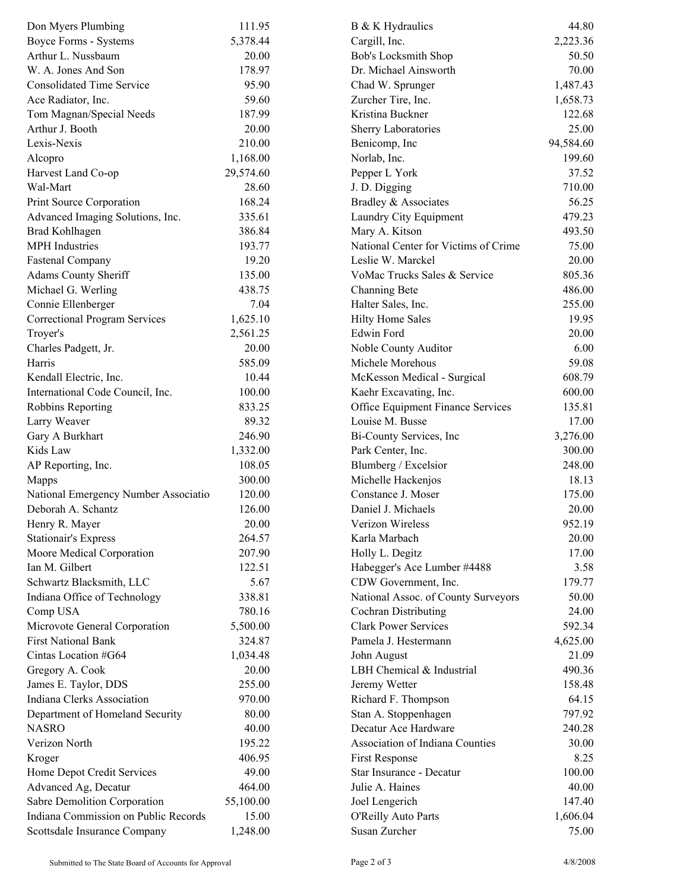| | | | |
|---|---|---|---|
| Don Myers Plumbing | 111.95 | B & K Hydraulics | 44.80 |
| Boyce Forms - Systems | 5,378.44 | Cargill, Inc. | 2,223.36 |
| Arthur L. Nussbaum | 20.00 | Bob's Locksmith Shop | 50.50 |
| W. A. Jones And Son | 178.97 | Dr. Michael Ainsworth | 70.00 |
| Consolidated Time Service | 95.90 | Chad W. Sprunger | 1,487.43 |
| Ace Radiator, Inc. | 59.60 | Zurcher Tire, Inc. | 1,658.73 |
| Tom Magnan/Special Needs | 187.99 | Kristina Buckner | 122.68 |
| Arthur J. Booth | 20.00 | Sherry Laboratories | 25.00 |
| Lexis-Nexis | 210.00 | Benicomp, Inc | 94,584.60 |
| Alcopro | 1,168.00 | Norlab, Inc. | 199.60 |
| Harvest Land Co-op | 29,574.60 | Pepper L York | 37.52 |
| Wal-Mart | 28.60 | J. D. Digging | 710.00 |
| Print Source Corporation | 168.24 | Bradley & Associates | 56.25 |
| Advanced Imaging Solutions, Inc. | 335.61 | Laundry City Equipment | 479.23 |
| Brad Kohlhagen | 386.84 | Mary A. Kitson | 493.50 |
| MPH Industries | 193.77 | National Center for Victims of Crime | 75.00 |
| Fastenal Company | 19.20 | Leslie W. Marckel | 20.00 |
| Adams County Sheriff | 135.00 | VoMac Trucks Sales & Service | 805.36 |
| Michael G. Werling | 438.75 | Channing Bete | 486.00 |
| Connie Ellenberger | 7.04 | Halter Sales, Inc. | 255.00 |
| Correctional Program Services | 1,625.10 | Hilty Home Sales | 19.95 |
| Troyer's | 2,561.25 | Edwin Ford | 20.00 |
| Charles Padgett, Jr. | 20.00 | Noble County Auditor | 6.00 |
| Harris | 585.09 | Michele Morehous | 59.08 |
| Kendall Electric, Inc. | 10.44 | McKesson Medical - Surgical | 608.79 |
| International Code Council, Inc. | 100.00 | Kaehr Excavating, Inc. | 600.00 |
| Robbins Reporting | 833.25 | Office Equipment Finance Services | 135.81 |
| Larry Weaver | 89.32 | Louise M. Busse | 17.00 |
| Gary A Burkhart | 246.90 | Bi-County Services, Inc | 3,276.00 |
| Kids Law | 1,332.00 | Park Center, Inc. | 300.00 |
| AP Reporting, Inc. | 108.05 | Blumberg / Excelsior | 248.00 |
| Mapps | 300.00 | Michelle Hackenjos | 18.13 |
| National Emergency Number Associatio | 120.00 | Constance J. Moser | 175.00 |
| Deborah A. Schantz | 126.00 | Daniel J. Michaels | 20.00 |
| Henry R. Mayer | 20.00 | Verizon Wireless | 952.19 |
| Stationair's Express | 264.57 | Karla Marbach | 20.00 |
| Moore Medical Corporation | 207.90 | Holly L. Degitz | 17.00 |
| Ian M. Gilbert | 122.51 | Habegger's Ace Lumber #4488 | 3.58 |
| Schwartz Blacksmith, LLC | 5.67 | CDW Government, Inc. | 179.77 |
| Indiana Office of Technology | 338.81 | National Assoc. of County Surveyors | 50.00 |
| Comp USA | 780.16 | Cochran Distributing | 24.00 |
| Microvote General Corporation | 5,500.00 | Clark Power Services | 592.34 |
| First National Bank | 324.87 | Pamela J. Hestermann | 4,625.00 |
| Cintas Location #G64 | 1,034.48 | John August | 21.09 |
| Gregory A. Cook | 20.00 | LBH Chemical & Industrial | 490.36 |
| James E. Taylor, DDS | 255.00 | Jeremy Wetter | 158.48 |
| Indiana Clerks Association | 970.00 | Richard F. Thompson | 64.15 |
| Department of Homeland Security | 80.00 | Stan A. Stoppenhagen | 797.92 |
| NASRO | 40.00 | Decatur Ace Hardware | 240.28 |
| Verizon North | 195.22 | Association of Indiana Counties | 30.00 |
| Kroger | 406.95 | First Response | 8.25 |
| Home Depot Credit Services | 49.00 | Star Insurance - Decatur | 100.00 |
| Advanced Ag, Decatur | 464.00 | Julie A. Haines | 40.00 |
| Sabre Demolition Corporation | 55,100.00 | Joel Lengerich | 147.40 |
| Indiana Commission on Public Records | 15.00 | O'Reilly Auto Parts | 1,606.04 |
| Scottsdale Insurance Company | 1,248.00 | Susan Zurcher | 75.00 |

Submitted to The State Board of Accounts for Approval 4/8/2008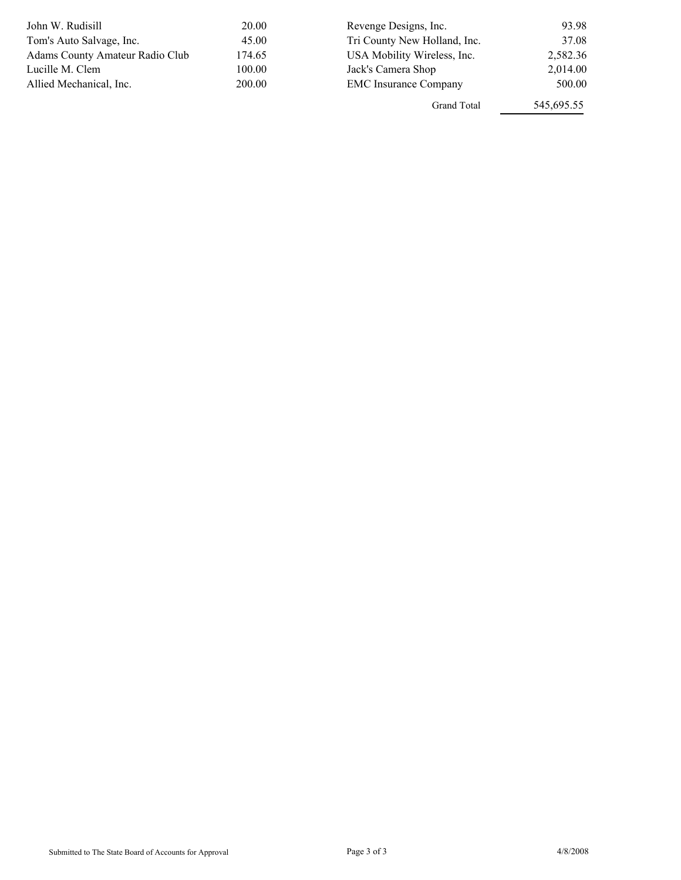| | | | |
|---|---|---|---|
| John W. Rudisill | 20.00 | Revenge Designs, Inc. | 93.98 |
| Tom's Auto Salvage, Inc. | 45.00 | Tri County New Holland, Inc. | 37.08 |
| Adams County Amateur Radio Club | 174.65 | USA Mobility Wireless, Inc. | 2,582.36 |
| Lucille M. Clem | 100.00 | Jack's Camera Shop | 2,014.00 |
| Allied Mechanical, Inc. | 200.00 | EMC Insurance Company | 500.00 |
| | | Grand Total | 545,695.55 |

Submitted to The State Board of Accounts for Approval

4/8/2008